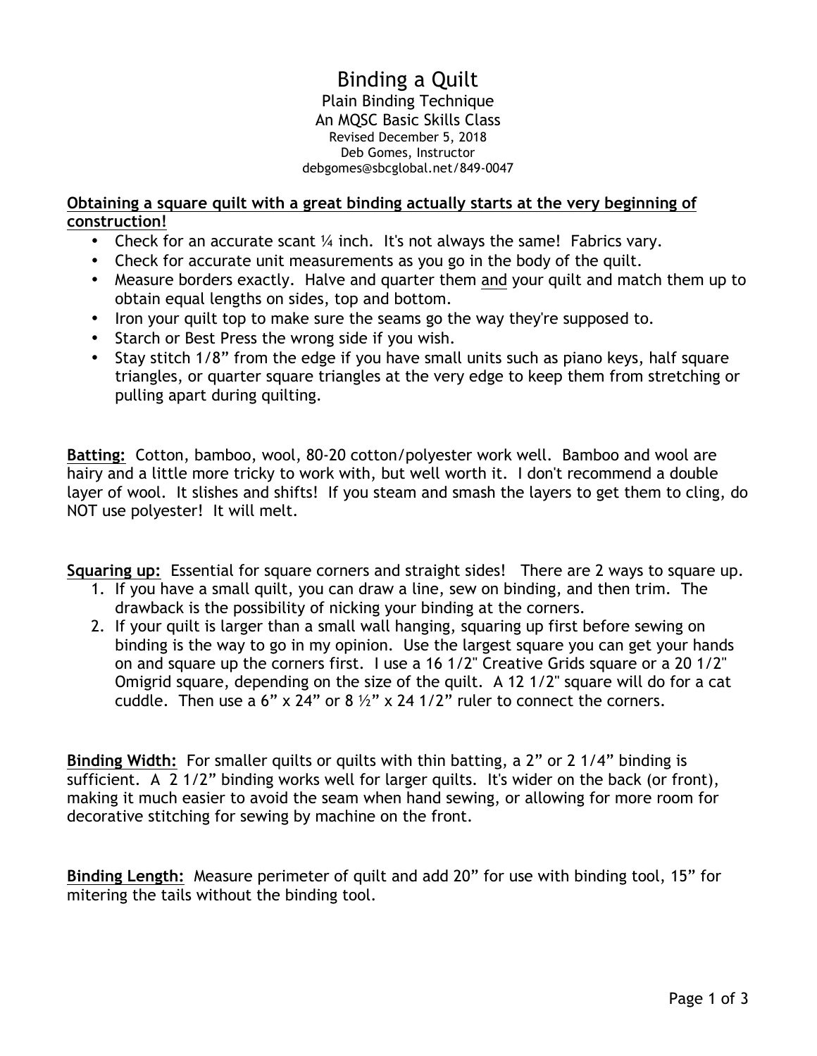# Binding a Quilt

Plain Binding Technique
An MQSC Basic Skills Class
Revised December 5, 2018
Deb Gomes, Instructor
debgomes@sbcglobal.net/849-0047

**Obtaining a square quilt with a great binding actually starts at the very beginning of construction!**

- Check for an accurate scant ¼ inch. It's not always the same! Fabrics vary.
- Check for accurate unit measurements as you go in the body of the quilt.
- Measure borders exactly. Halve and quarter them and your quilt and match them up to obtain equal lengths on sides, top and bottom.
- Iron your quilt top to make sure the seams go the way they're supposed to.
- Starch or Best Press the wrong side if you wish.
- Stay stitch 1/8" from the edge if you have small units such as piano keys, half square triangles, or quarter square triangles at the very edge to keep them from stretching or pulling apart during quilting.

**Batting:** Cotton, bamboo, wool, 80-20 cotton/polyester work well. Bamboo and wool are hairy and a little more tricky to work with, but well worth it. I don't recommend a double layer of wool. It slishes and shifts! If you steam and smash the layers to get them to cling, do NOT use polyester! It will melt.

**Squaring up:** Essential for square corners and straight sides! There are 2 ways to square up.

1. If you have a small quilt, you can draw a line, sew on binding, and then trim. The drawback is the possibility of nicking your binding at the corners.
2. If your quilt is larger than a small wall hanging, squaring up first before sewing on binding is the way to go in my opinion. Use the largest square you can get your hands on and square up the corners first. I use a 16 1/2" Creative Grids square or a 20 1/2" Omigrid square, depending on the size of the quilt. A 12 1/2" square will do for a cat cuddle. Then use a 6" x 24" or 8 ½" x 24 1/2" ruler to connect the corners.

**Binding Width:** For smaller quilts or quilts with thin batting, a 2" or 2 1/4" binding is sufficient. A 2 1/2" binding works well for larger quilts. It's wider on the back (or front), making it much easier to avoid the seam when hand sewing, or allowing for more room for decorative stitching for sewing by machine on the front.

**Binding Length:** Measure perimeter of quilt and add 20" for use with binding tool, 15" for mitering the tails without the binding tool.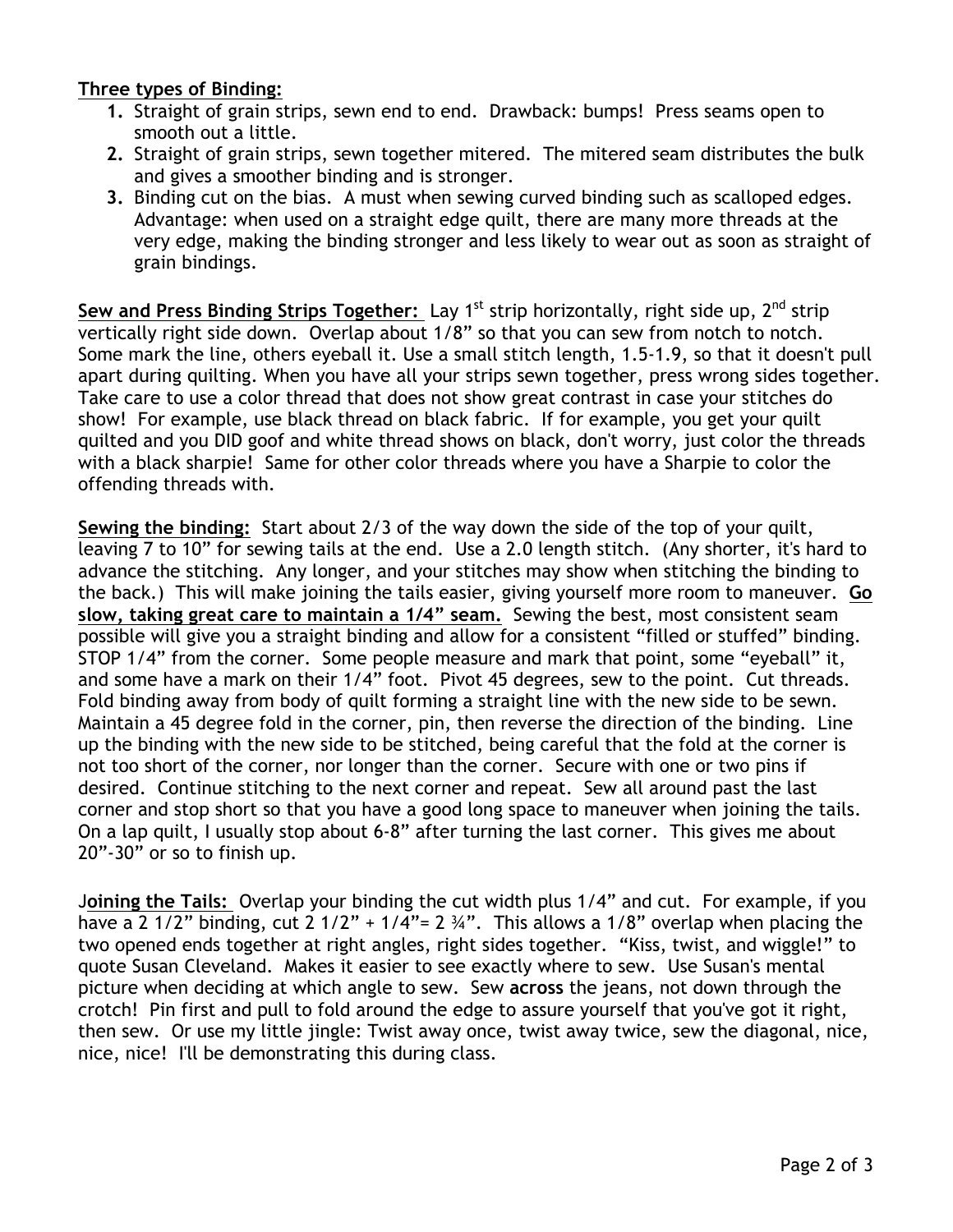**Three types of Binding:**

1. Straight of grain strips, sewn end to end. Drawback: bumps! Press seams open to smooth out a little.
2. Straight of grain strips, sewn together mitered. The mitered seam distributes the bulk and gives a smoother binding and is stronger.
3. Binding cut on the bias. A must when sewing curved binding such as scalloped edges. Advantage: when used on a straight edge quilt, there are many more threads at the very edge, making the binding stronger and less likely to wear out as soon as straight of grain bindings.

**Sew and Press Binding Strips Together:** Lay 1st strip horizontally, right side up, 2nd strip vertically right side down. Overlap about 1/8" so that you can sew from notch to notch. Some mark the line, others eyeball it. Use a small stitch length, 1.5-1.9, so that it doesn't pull apart during quilting. When you have all your strips sewn together, press wrong sides together. Take care to use a color thread that does not show great contrast in case your stitches do show! For example, use black thread on black fabric. If for example, you get your quilt quilted and you DID goof and white thread shows on black, don't worry, just color the threads with a black sharpie! Same for other color threads where you have a Sharpie to color the offending threads with.

**Sewing the binding:** Start about 2/3 of the way down the side of the top of your quilt, leaving 7 to 10" for sewing tails at the end. Use a 2.0 length stitch. (Any shorter, it's hard to advance the stitching. Any longer, and your stitches may show when stitching the binding to the back.) This will make joining the tails easier, giving yourself more room to maneuver. **Go slow, taking great care to maintain a 1/4" seam.** Sewing the best, most consistent seam possible will give you a straight binding and allow for a consistent "filled or stuffed" binding. STOP 1/4" from the corner. Some people measure and mark that point, some "eyeball" it, and some have a mark on their 1/4" foot. Pivot 45 degrees, sew to the point. Cut threads. Fold binding away from body of quilt forming a straight line with the new side to be sewn. Maintain a 45 degree fold in the corner, pin, then reverse the direction of the binding. Line up the binding with the new side to be stitched, being careful that the fold at the corner is not too short of the corner, nor longer than the corner. Secure with one or two pins if desired. Continue stitching to the next corner and repeat. Sew all around past the last corner and stop short so that you have a good long space to maneuver when joining the tails. On a lap quilt, I usually stop about 6-8" after turning the last corner. This gives me about 20"-30" or so to finish up.

**Joining the Tails:** Overlap your binding the cut width plus 1/4" and cut. For example, if you have a 2 1/2" binding, cut 2 1/2" + 1/4"= 2 ¾". This allows a 1/8" overlap when placing the two opened ends together at right angles, right sides together. "Kiss, twist, and wiggle!" to quote Susan Cleveland. Makes it easier to see exactly where to sew. Use Susan's mental picture when deciding at which angle to sew. Sew **across** the jeans, not down through the crotch! Pin first and pull to fold around the edge to assure yourself that you've got it right, then sew. Or use my little jingle: Twist away once, twist away twice, sew the diagonal, nice, nice, nice! I'll be demonstrating this during class.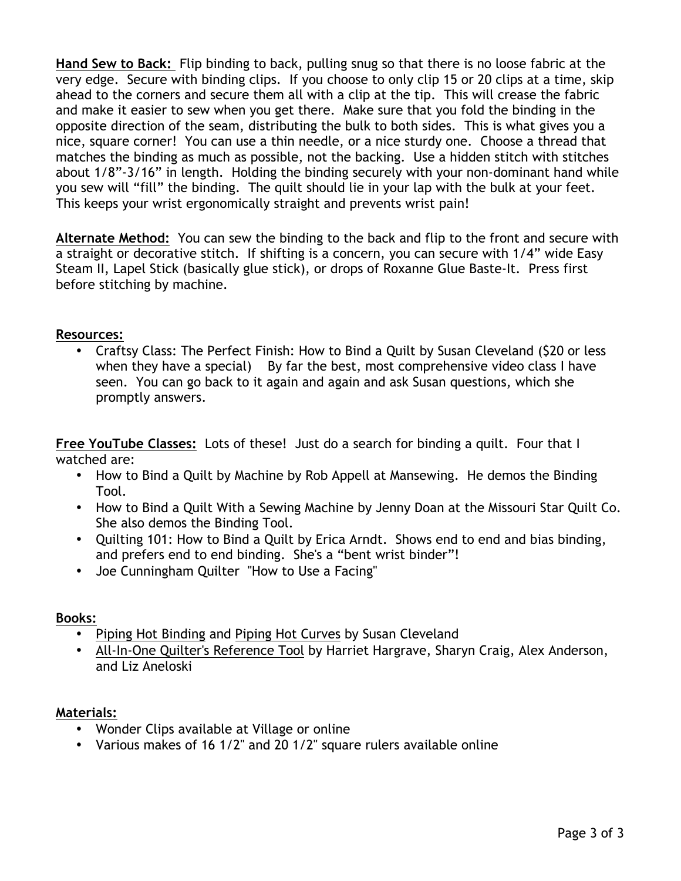**Hand Sew to Back:** Flip binding to back, pulling snug so that there is no loose fabric at the very edge. Secure with binding clips. If you choose to only clip 15 or 20 clips at a time, skip ahead to the corners and secure them all with a clip at the tip. This will crease the fabric and make it easier to sew when you get there. Make sure that you fold the binding in the opposite direction of the seam, distributing the bulk to both sides. This is what gives you a nice, square corner! You can use a thin needle, or a nice sturdy one. Choose a thread that matches the binding as much as possible, not the backing. Use a hidden stitch with stitches about 1/8"-3/16" in length. Holding the binding securely with your non-dominant hand while you sew will "fill" the binding. The quilt should lie in your lap with the bulk at your feet. This keeps your wrist ergonomically straight and prevents wrist pain!

**Alternate Method:** You can sew the binding to the back and flip to the front and secure with a straight or decorative stitch. If shifting is a concern, you can secure with 1/4" wide Easy Steam II, Lapel Stick (basically glue stick), or drops of Roxanne Glue Baste-It. Press first before stitching by machine.

**Resources:**

- Craftsy Class: The Perfect Finish: How to Bind a Quilt by Susan Cleveland ($20 or less when they have a special) By far the best, most comprehensive video class I have seen. You can go back to it again and again and ask Susan questions, which she promptly answers.

**Free YouTube Classes:** Lots of these! Just do a search for binding a quilt. Four that I watched are:

- How to Bind a Quilt by Machine by Rob Appell at Mansewing. He demos the Binding Tool.
- How to Bind a Quilt With a Sewing Machine by Jenny Doan at the Missouri Star Quilt Co. She also demos the Binding Tool.
- Quilting 101: How to Bind a Quilt by Erica Arndt. Shows end to end and bias binding, and prefers end to end binding. She's a "bent wrist binder"!
- Joe Cunningham Quilter "How to Use a Facing"

**Books:**

- Piping Hot Binding and Piping Hot Curves by Susan Cleveland
- All-In-One Quilter's Reference Tool by Harriet Hargrave, Sharyn Craig, Alex Anderson, and Liz Aneloski

**Materials:**

- Wonder Clips available at Village or online
- Various makes of 16 1/2" and 20 1/2" square rulers available online